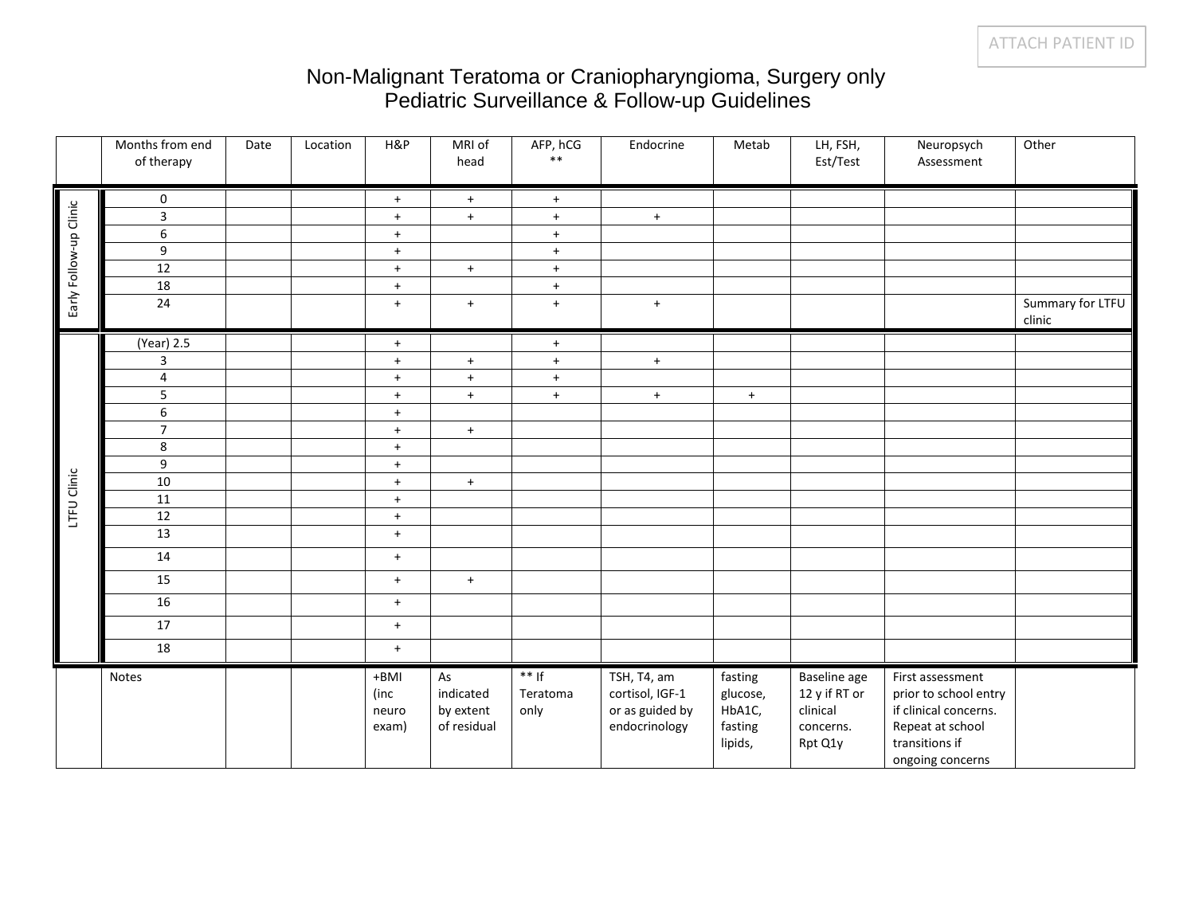ATTACH PATIENT ID

# Non-Malignant Teratoma or Craniopharyngioma, Surgery only
## Pediatric Surveillance & Follow-up Guidelines

| | Months from end of therapy | Date | Location | H&P | MRI of head | AFP, hCG ** | Endocrine | Metab | LH, FSH, Est/Test | Neuropsych Assessment | Other |
|---|---|---|---|---|---|---|---|---|---|---|---|
| Early Follow-up Clinic | 0 | | | + | + | + | | | | | |
| | 3 | | | + | + | + | + | | | | |
| | 6 | | | + | | + | | | | | |
| | 9 | | | + | | + | | | | | |
| | 12 | | | + | + | + | | | | | |
| | 18 | | | + | | + | | | | | |
| | 24 | | | + | + | + | + | | | | Summary for LTFU clinic |
| LTFU Clinic | (Year) 2.5 | | | + | | + | | | | | |
| | 3 | | | + | + | + | + | | | | |
| | 4 | | | + | + | + | | | | | |
| | 5 | | | + | + | + | + | + | | | |
| | 6 | | | + | | | | | | | |
| | 7 | | | + | + | | | | | | |
| | 8 | | | + | | | | | | | |
| | 9 | | | + | | | | | | | |
| | 10 | | | + | + | | | | | | |
| | 11 | | | + | | | | | | | |
| | 12 | | | + | | | | | | | |
| | 13 | | | + | | | | | | | |
| | 14 | | | + | | | | | | | |
| | 15 | | | + | + | | | | | | |
| | 16 | | | + | | | | | | | |
| | 17 | | | + | | | | | | | |
| | 18 | | | + | | | | | | | |
| | Notes | | | +BMI (inc neuro exam) | As indicated by extent of residual | ** If Teratoma only | TSH, T4, am cortisol, IGF-1 or as guided by endocrinology | fasting glucose, HbA1C, fasting lipids, | Baseline age 12 y if RT or clinical concerns. Rpt Q1y | First assessment prior to school entry if clinical concerns. Repeat at school transitions if ongoing concerns | |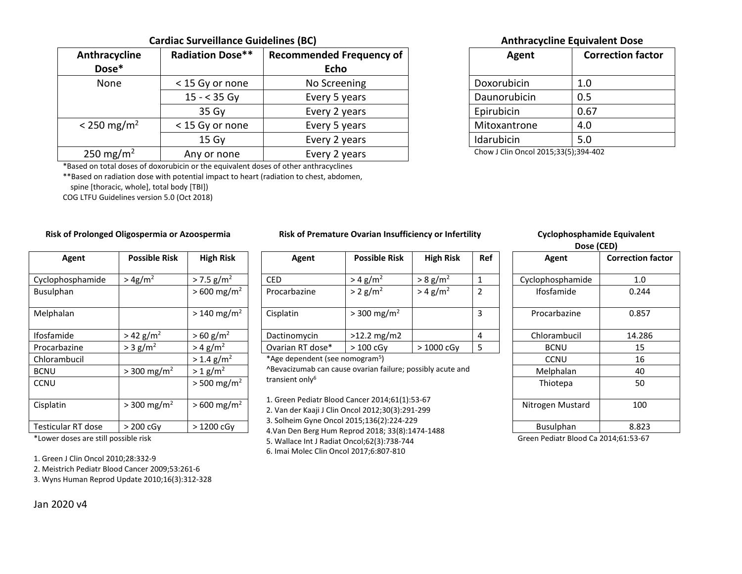## Cardiac Surveillance Guidelines (BC)

| Anthracycline Dose* | Radiation Dose** | Recommended Frequency of Echo |
|---|---|---|
| None | < 15 Gy or none | No Screening |
| | 15 - < 35 Gy | Every 5 years |
| | 35 Gy | Every 2 years |
| < 250 mg/m$^2$ | < 15 Gy or none | Every 5 years |
| | 15 Gy | Every 2 years |
| 250 mg/m$^2$ | Any or none | Every 2 years |

*Based on total doses of doxorubicin or the equivalent doses of other anthracyclines

**Based on radiation dose with potential impact to heart (radiation to chest, abdomen, spine [thoracic, whole], total body [TBI])

COG LTFU Guidelines version 5.0 (Oct 2018)

## Anthracycline Equivalent Dose

| Agent | Correction factor |
|---|---|
| Doxorubicin | 1.0 |
| Daunorubicin | 0.5 |
| Epirubicin | 0.67 |
| Mitoxantrone | 4.0 |
| Idarubicin | 5.0 |

Chow J Clin Oncol 2015;33(5);394-402

### Risk of Prolonged Oligospermia or Azoospermia

| Agent | Possible Risk | High Risk |
|---|---|---|
| Cyclophosphamide | > 4g/m$^2$ | > 7.5 g/m$^2$ |
| Busulphan | | > 600 mg/m$^2$ |
| Melphalan | | > 140 mg/m$^2$ |
| Ifosfamide | > 42 g/m$^2$ | > 60 g/m$^2$ |
| Procarbazine | > 3 g/m$^2$ | > 4 g/m$^2$ |
| Chlorambucil | | > 1.4 g/m$^2$ |
| BCNU | > 300 mg/m$^2$ | > 1 g/m$^2$ |
| CCNU | | > 500 mg/m$^2$ |
| Cisplatin | > 300 mg/m$^2$ | > 600 mg/m$^2$ |
| Testicular RT dose | > 200 cGy | > 1200 cGy |

*Lower doses are still possible risk

1. Green J Clin Oncol 2010;28:332-9
2. Meistrich Pediatr Blood Cancer 2009;53:261-6
3. Wyns Human Reprod Update 2010;16(3):312-328

### Risk of Premature Ovarian Insufficiency or Infertility

| Agent | Possible Risk | High Risk | Ref |
|---|---|---|---|
| CED | > 4 g/m$^2$ | > 8 g/m$^2$ | 1 |
| Procarbazine | > 2 g/m$^2$ | > 4 g/m$^2$ | 2 |
| Cisplatin | > 300 mg/m$^2$ | | 3 |
| Dactinomycin | >12.2 mg/m2 | | 4 |
| Ovarian RT dose* | > 100 cGy | > 1000 cGy | 5 |

*Age dependent (see nomogram[5])

^Bevacizumab can cause ovarian failure; possibly acute and transient only[6]

1. Green Pediatr Blood Cancer 2014;61(1):53-67
2. Van der Kaaji J Clin Oncol 2012;30(3):291-299
3. Solheim Gyne Oncol 2015;136(2):224-229
4. Van Den Berg Hum Reprod 2018; 33(8):1474-1488
5. Wallace Int J Radiat Oncol;62(3):738-744
6. Imai Molec Clin Oncol 2017;6:807-810

### Cyclophosphamide Equivalent Dose (CED)

| Agent | Correction factor |
|---|---|
| Cyclophosphamide | 1.0 |
| Ifosfamide | 0.244 |
| Procarbazine | 0.857 |
| Chlorambucil | 14.286 |
| BCNU | 15 |
| CCNU | 16 |
| Melphalan | 40 |
| Thiotepa | 50 |
| Nitrogen Mustard | 100 |
| Busulphan | 8.823 |

Green Pediatr Blood Ca 2014;61:53-67

Jan 2020 v4